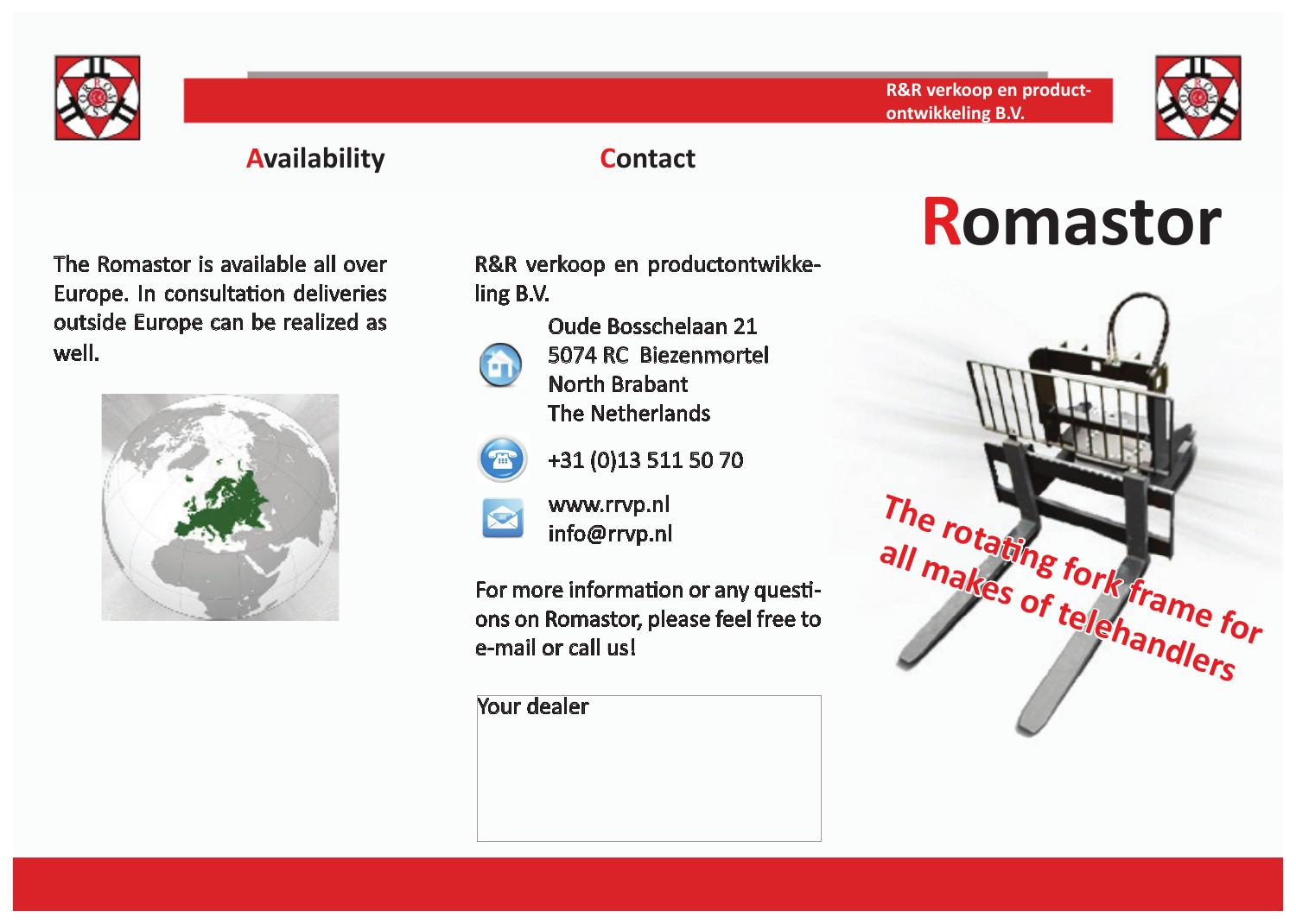R&R verkoop en product-ontwikkeling B.V.

## Availability

The Romastor is available all over Europe. In consultation deliveries outside Europe can be realized as well.

## Contact

R&R verkoop en productontwikkeling B.V.

Oude Bosschelaan 21
5074 RC Biezenmortel
North Brabant
The Netherlands

+31 (0)13 511 50 70

www.rrvp.nl
info@rrvp.nl

For more information or any questions on Romastor, please feel free to e-mail or call us!

Your dealer

# Romastor

The rotating fork frame for all makes of telehandlers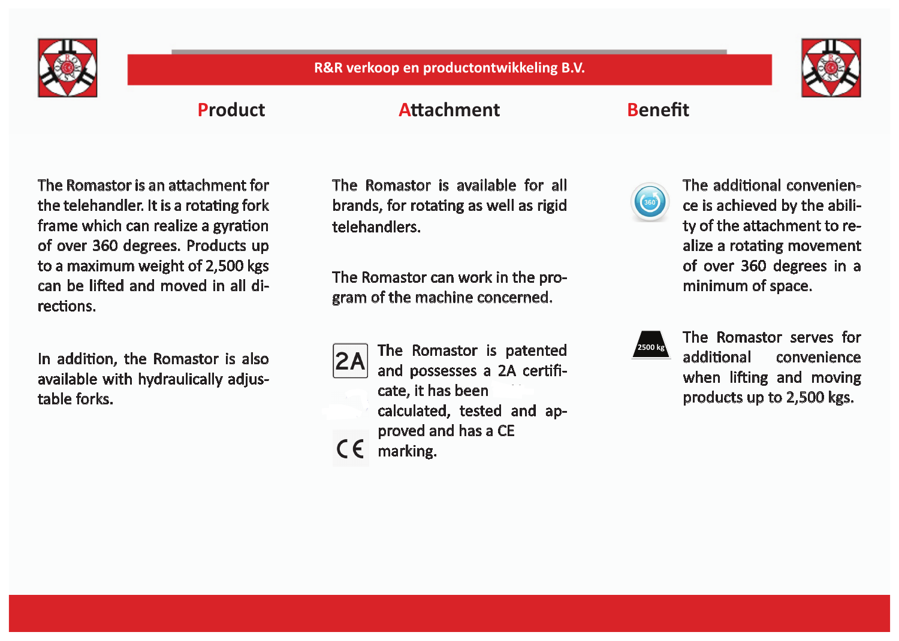R&R verkoop en productontwikkeling B.V.

## Product

The Romastor is an attachment for the telehandler. It is a rotating fork frame which can realize a gyration of over 360 degrees. Products up to a maximum weight of 2,500 kgs can be lifted and moved in all directions.

In addition, the Romastor is also available with hydraulically adjustable forks.

## Attachment

The Romastor is available for all brands, for rotating as well as rigid telehandlers.

The Romastor can work in the program of the machine concerned.

2A

The Romastor is patented and possesses a 2A certificate, it has been calculated, tested and approved and has a CE marking.

CE

## Benefit

360

The additional convenience is achieved by the ability of the attachment to realize a rotating movement of over 360 degrees in a minimum of space.

2500 kg

The Romastor serves for additional convenience when lifting and moving products up to 2,500 kgs.